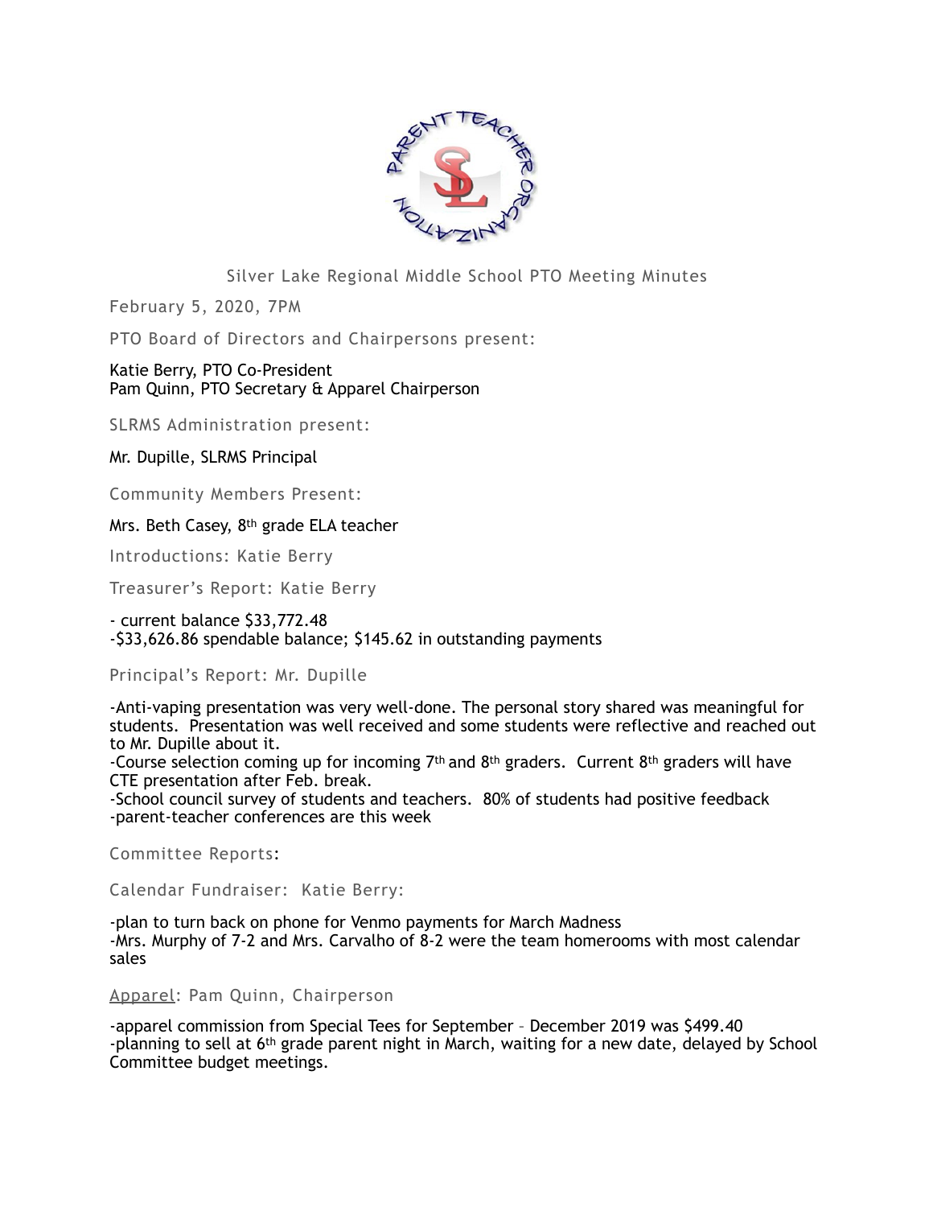# Silver Lake Regional Middle School PTO Meeting Minutes

February 5, 2020, 7PM

PTO Board of Directors and Chairpersons present:

Katie Berry, PTO Co-President
Pam Quinn, PTO Secretary & Apparel Chairperson

SLRMS Administration present:

Mr. Dupille, SLRMS Principal

Community Members Present:

Mrs. Beth Casey, 8th grade ELA teacher

Introductions: Katie Berry

Treasurer's Report: Katie Berry

- current balance $33,772.48
-$33,626.86 spendable balance; $145.62 in outstanding payments

Principal's Report: Mr. Dupille

-Anti-vaping presentation was very well-done. The personal story shared was meaningful for students. Presentation was well received and some students were reflective and reached out to Mr. Dupille about it.
-Course selection coming up for incoming 7th and 8th graders. Current 8th graders will have CTE presentation after Feb. break.
-School council survey of students and teachers. 80% of students had positive feedback
-parent-teacher conferences are this week

Committee Reports:

Calendar Fundraiser: Katie Berry:

-plan to turn back on phone for Venmo payments for March Madness
-Mrs. Murphy of 7-2 and Mrs. Carvalho of 8-2 were the team homerooms with most calendar sales

<u>Apparel</u>: Pam Quinn, Chairperson

-apparel commission from Special Tees for September – December 2019 was $499.40
-planning to sell at 6th grade parent night in March, waiting for a new date, delayed by School Committee budget meetings.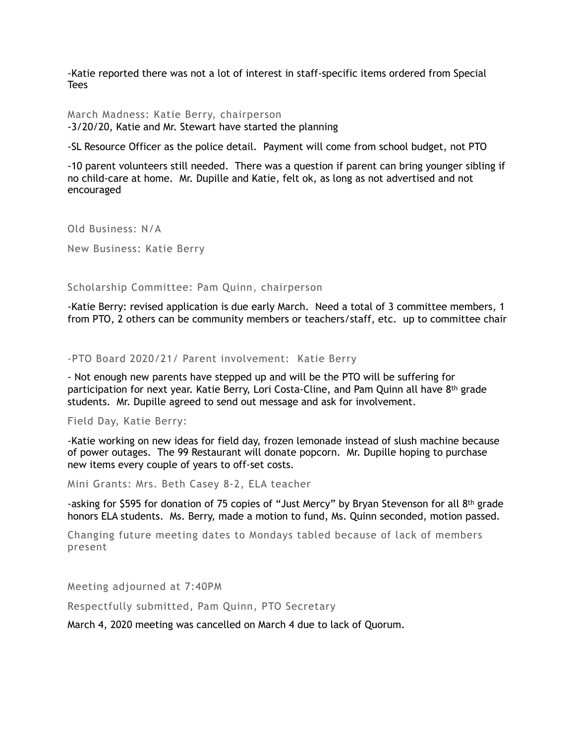-Katie reported there was not a lot of interest in staff-specific items ordered from Special Tees

March Madness: Katie Berry, chairperson

-3/20/20, Katie and Mr. Stewart have started the planning

-SL Resource Officer as the police detail. Payment will come from school budget, not PTO

-10 parent volunteers still needed. There was a question if parent can bring younger sibling if no child-care at home. Mr. Dupille and Katie, felt ok, as long as not advertised and not encouraged

Old Business: N/A

New Business: Katie Berry

Scholarship Committee: Pam Quinn, chairperson

-Katie Berry: revised application is due early March. Need a total of 3 committee members, 1 from PTO, 2 others can be community members or teachers/staff, etc. up to committee chair

-PTO Board 2020/21/ Parent involvement: Katie Berry

- Not enough new parents have stepped up and will be the PTO will be suffering for participation for next year. Katie Berry, Lori Costa-Cline, and Pam Quinn all have 8th grade students. Mr. Dupille agreed to send out message and ask for involvement.

Field Day, Katie Berry:

-Katie working on new ideas for field day, frozen lemonade instead of slush machine because of power outages. The 99 Restaurant will donate popcorn. Mr. Dupille hoping to purchase new items every couple of years to off-set costs.

Mini Grants: Mrs. Beth Casey 8-2, ELA teacher

-asking for $595 for donation of 75 copies of "Just Mercy" by Bryan Stevenson for all 8th grade honors ELA students. Ms. Berry, made a motion to fund, Ms. Quinn seconded, motion passed.

Changing future meeting dates to Mondays tabled because of lack of members present

Meeting adjourned at 7:40PM

Respectfully submitted, Pam Quinn, PTO Secretary

March 4, 2020 meeting was cancelled on March 4 due to lack of Quorum.